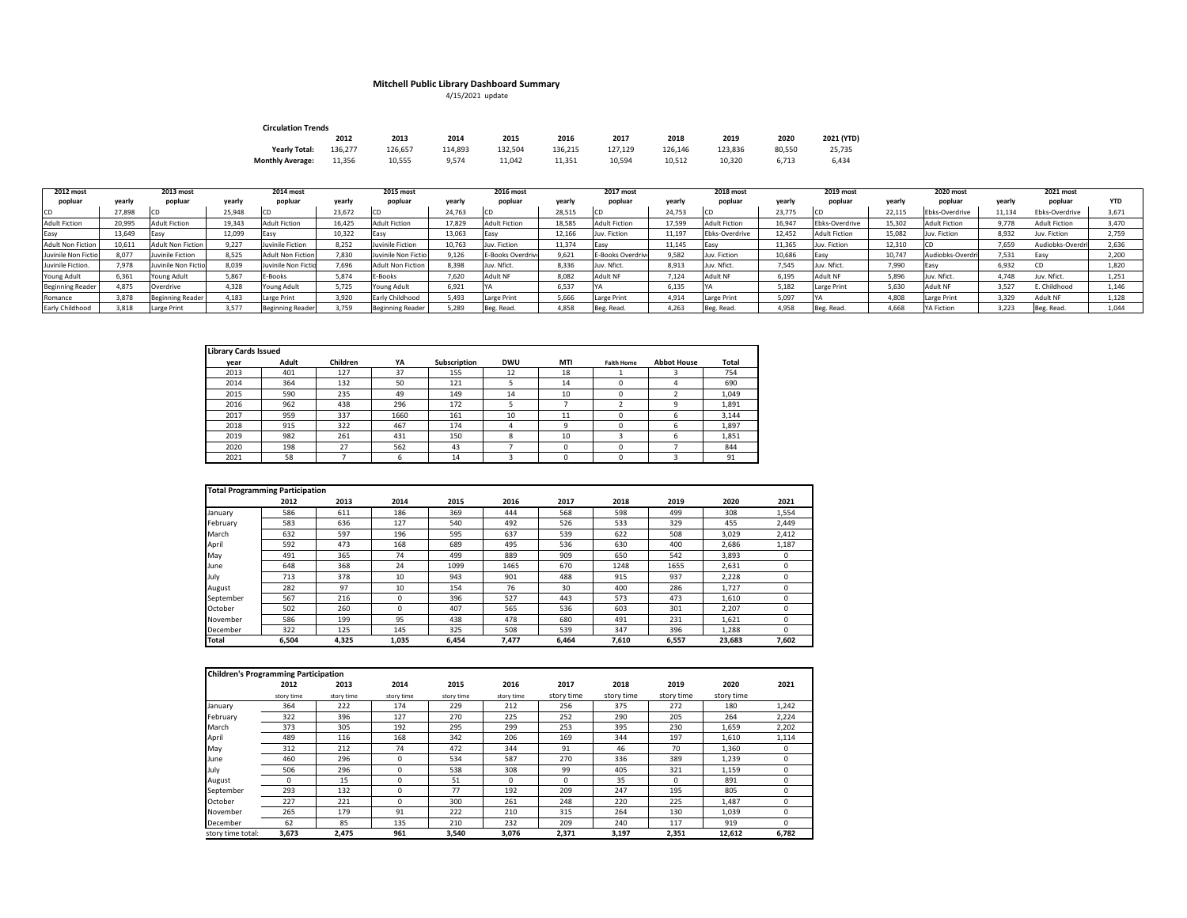# Mitchell Public Library Dashboard Summary

4/15/2021 update

**Circulation Trends**

| | 2012 | 2013 | 2014 | 2015 | 2016 | 2017 | 2018 | 2019 | 2020 | 2021 (YTD) |
|---|---|---|---|---|---|---|---|---|---|---|
| **Yearly Total:** | 136,277 | 126,657 | 114,893 | 132,504 | 136,215 | 127,129 | 126,146 | 123,836 | 80,550 | 25,735 |
| **Monthly Average:** | 11,356 | 10,555 | 9,574 | 11,042 | 11,351 | 10,594 | 10,512 | 10,320 | 6,713 | 6,434 |

| 2012 most popluar | yearly | 2013 most popluar | yearly | 2014 most popluar | yearly | 2015 most popluar | yearly | 2016 most popluar | yearly | 2017 most popluar | yearly | 2018 most popluar | yearly | 2019 most popluar | yearly | 2020 most popluar | yearly | 2021 most popluar | YTD |
|---|---|---|---|---|---|---|---|---|---|---|---|---|---|---|---|---|---|---|---|
| CD | 27,898 | CD | 25,948 | CD | 23,672 | CD | 24,763 | CD | 28,515 | CD | 24,753 | CD | 23,775 | CD | 22,115 | Ebks-Overdrive | 11,134 | Ebks-Overdrive | 3,671 |
| Adult Fiction | 20,995 | Adult Fiction | 19,343 | Adult Fiction | 16,425 | Adult Fiction | 17,829 | Adult Fiction | 18,585 | Adult Fiction | 17,599 | Adult Fiction | 16,947 | Ebks-Overdrive | 15,302 | Adult Fiction | 9,778 | Adult Fiction | 3,470 |
| Easy | 13,649 | Easy | 12,099 | Easy | 10,322 | Easy | 13,063 | Easy | 12,166 | Juv. Fiction | 11,197 | Ebks-Overdrive | 12,452 | Adult Fiction | 15,082 | Juv. Fiction | 8,932 | Juv. Fiction | 2,759 |
| Adult Non Fiction | 10,611 | Adult Non Fiction | 9,227 | Juvinile Fiction | 8,252 | Juvinile Fiction | 10,763 | Juv. Fiction | 11,374 | Easy | 11,145 | Easy | 11,365 | Juv. Fiction | 12,310 | CD | 7,659 | Audiobks-Overdri | 2,636 |
| Juvinile Non Fictio | 8,077 | Juvinile Fiction | 8,525 | Adult Non Fiction | 7,830 | Juvinile Non Fictio | 9,126 | E-Books Overdrive | 9,621 | E-Books Overdrive | 9,582 | Juv. Fiction | 10,686 | Easy | 10,747 | Audiobks-Overdri | 7,531 | Easy | 2,200 |
| Juvinile Fiction. | 7,978 | Juvinile Non Fictio | 8,039 | Juvinile Non Fictio | 7,696 | Adult Non Fiction | 8,398 | Juv. Nfict. | 8,336 | Juv. Nfict. | 8,913 | Juv. Nfict. | 7,545 | Juv. Nfict. | 7,990 | Easy | 6,932 | CD | 1,820 |
| Young Adult | 6,361 | Young Adult | 5,867 | E-Books | 5,874 | E-Books | 7,620 | Adult NF | 8,082 | Adult NF | 7,124 | Adult NF | 6,195 | Adult NF | 5,896 | Juv. Nfict. | 4,748 | Juv. Nfict. | 1,251 |
| Beginning Reader | 4,875 | Overdrive | 4,328 | Young Adult | 5,725 | Young Adult | 6,921 | YA | 6,537 | YA | 6,135 | YA | 5,182 | Large Print | 5,630 | Adult NF | 3,527 | E. Childhood | 1,146 |
| Romance | 3,878 | Beginning Reader | 4,183 | Large Print | 3,920 | Early Childhood | 5,493 | Large Print | 5,666 | Large Print | 4,914 | Large Print | 5,097 | YA | 4,808 | Large Print | 3,329 | Adult NF | 1,128 |
| Early Childhood | 3,818 | Large Print | 3,577 | Beginning Reader | 3,759 | Beginning Reader | 5,289 | Beg. Read. | 4,858 | Beg. Read. | 4,263 | Beg. Read. | 4,958 | Beg. Read. | 4,668 | YA Fiction | 3,223 | Beg. Read. | 1,044 |

**Library Cards Issued**

| year | Adult | Children | YA | Subscription | DWU | MTI | Faith Home | Abbot House | Total |
|---|---|---|---|---|---|---|---|---|---|
| 2013 | 401 | 127 | 37 | 155 | 12 | 18 | 1 | 3 | 754 |
| 2014 | 364 | 132 | 50 | 121 | 5 | 14 | 0 | 4 | 690 |
| 2015 | 590 | 235 | 49 | 149 | 14 | 10 | 0 | 2 | 1,049 |
| 2016 | 962 | 438 | 296 | 172 | 5 | 7 | 2 | 9 | 1,891 |
| 2017 | 959 | 337 | 1660 | 161 | 10 | 11 | 0 | 6 | 3,144 |
| 2018 | 915 | 322 | 467 | 174 | 4 | 9 | 0 | 6 | 1,897 |
| 2019 | 982 | 261 | 431 | 150 | 8 | 10 | 3 | 6 | 1,851 |
| 2020 | 198 | 27 | 562 | 43 | 7 | 0 | 0 | 7 | 844 |
| 2021 | 58 | 7 | 6 | 14 | 3 | 0 | 0 | 3 | 91 |

**Total Programming Participation**

| | 2012 | 2013 | 2014 | 2015 | 2016 | 2017 | 2018 | 2019 | 2020 | 2021 |
|---|---|---|---|---|---|---|---|---|---|---|
| January | 586 | 611 | 186 | 369 | 444 | 568 | 598 | 499 | 308 | 1,554 |
| February | 583 | 636 | 127 | 540 | 492 | 526 | 533 | 329 | 455 | 2,449 |
| March | 632 | 597 | 196 | 595 | 637 | 539 | 622 | 508 | 3,029 | 2,412 |
| April | 592 | 473 | 168 | 689 | 495 | 536 | 630 | 400 | 2,686 | 1,187 |
| May | 491 | 365 | 74 | 499 | 889 | 909 | 650 | 542 | 3,893 | 0 |
| June | 648 | 368 | 24 | 1099 | 1465 | 670 | 1248 | 1655 | 2,631 | 0 |
| July | 713 | 378 | 10 | 943 | 901 | 488 | 915 | 937 | 2,228 | 0 |
| August | 282 | 97 | 10 | 154 | 76 | 30 | 400 | 286 | 1,727 | 0 |
| September | 567 | 216 | 0 | 396 | 527 | 443 | 573 | 473 | 1,610 | 0 |
| October | 502 | 260 | 0 | 407 | 565 | 536 | 603 | 301 | 2,207 | 0 |
| November | 586 | 199 | 95 | 438 | 478 | 680 | 491 | 231 | 1,621 | 0 |
| December | 322 | 125 | 145 | 325 | 508 | 539 | 347 | 396 | 1,288 | 0 |
| **Total** | **6,504** | **4,325** | **1,035** | **6,454** | **7,477** | **6,464** | **7,610** | **6,557** | **23,683** | **7,602** |

**Children's Programming Participation**

| | 2012 | 2013 | 2014 | 2015 | 2016 | 2017 | 2018 | 2019 | 2020 | 2021 |
|---|---|---|---|---|---|---|---|---|---|---|
| | story time | story time | story time | story time | story time | story time | story time | story time | story time | |
| January | 364 | 222 | 174 | 229 | 212 | 256 | 375 | 272 | 180 | 1,242 |
| February | 322 | 396 | 127 | 270 | 225 | 252 | 290 | 205 | 264 | 2,224 |
| March | 373 | 305 | 192 | 295 | 299 | 253 | 395 | 230 | 1,659 | 2,202 |
| April | 489 | 116 | 168 | 342 | 206 | 169 | 344 | 197 | 1,610 | 1,114 |
| May | 312 | 212 | 74 | 472 | 344 | 91 | 46 | 70 | 1,360 | 0 |
| June | 460 | 296 | 0 | 534 | 587 | 270 | 336 | 389 | 1,239 | 0 |
| July | 506 | 296 | 0 | 538 | 308 | 99 | 405 | 321 | 1,159 | 0 |
| August | 0 | 15 | 0 | 51 | 0 | 0 | 35 | 0 | 891 | 0 |
| September | 293 | 132 | 0 | 77 | 192 | 209 | 247 | 195 | 805 | 0 |
| October | 227 | 221 | 0 | 300 | 261 | 248 | 220 | 225 | 1,487 | 0 |
| November | 265 | 179 | 91 | 222 | 210 | 315 | 264 | 130 | 1,039 | 0 |
| December | 62 | 85 | 135 | 210 | 232 | 209 | 240 | 117 | 919 | 0 |
| story time total: | **3,673** | **2,475** | **961** | **3,540** | **3,076** | **2,371** | **3,197** | **2,351** | **12,612** | **6,782** |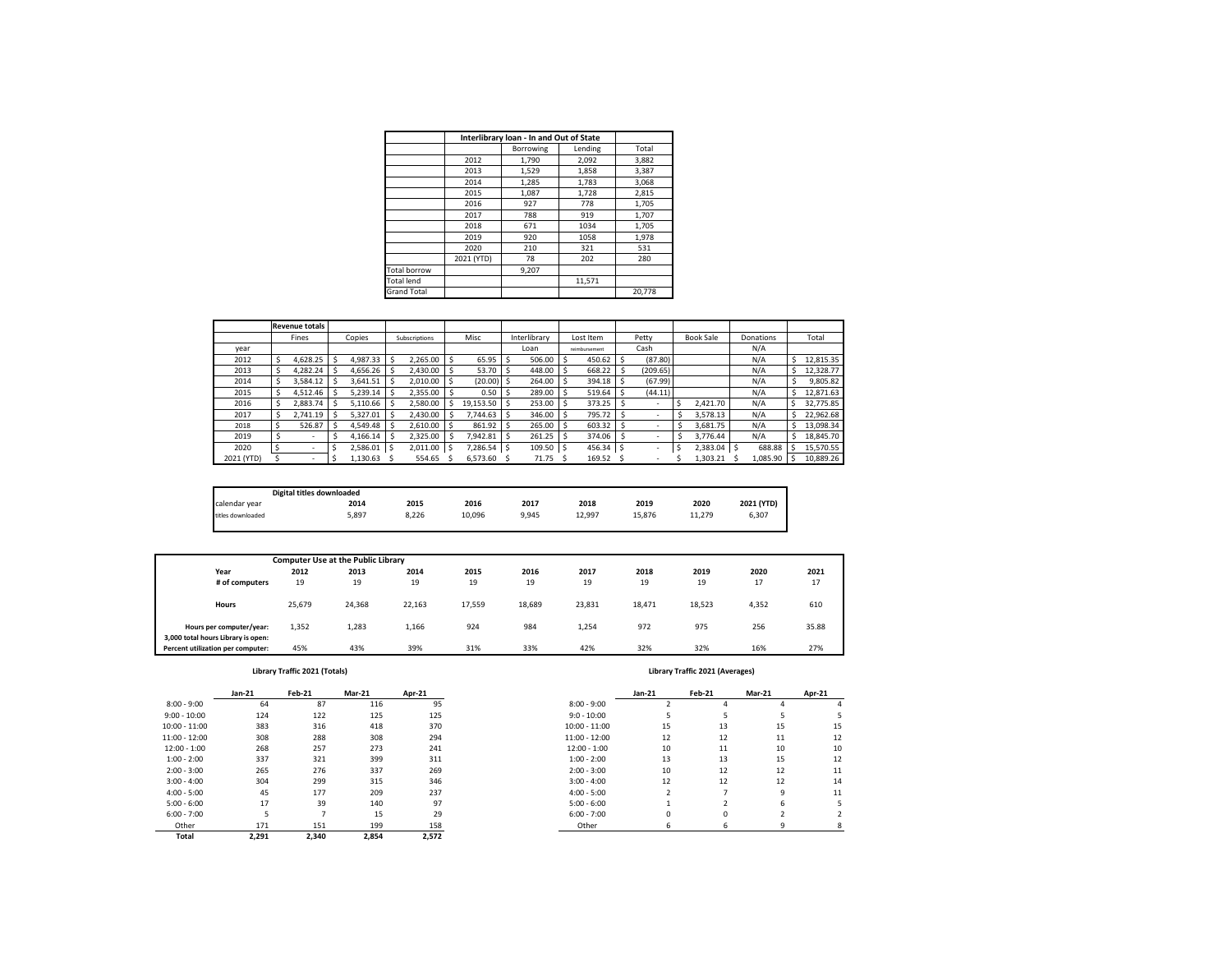| | Interlibrary loan - In and Out of State | | |
|---|---|---|---|
| | Borrowing | Lending | Total |
| 2012 | 1,790 | 2,092 | 3,882 |
| 2013 | 1,529 | 1,858 | 3,387 |
| 2014 | 1,285 | 1,783 | 3,068 |
| 2015 | 1,087 | 1,728 | 2,815 |
| 2016 | 927 | 778 | 1,705 |
| 2017 | 788 | 919 | 1,707 |
| 2018 | 671 | 1034 | 1,705 |
| 2019 | 920 | 1058 | 1,978 |
| 2020 | 210 | 321 | 531 |
| 2021 (YTD) | 78 | 202 | 280 |
| Total borrow | 9,207 | | |
| Total lend | | 11,571 | |
| Grand Total | | | 20,778 |

| | Revenue totals | | | | | | | | | |
|---|---|---|---|---|---|---|---|---|---|---|
| | Fines | Copies | Subscriptions | Misc | Interlibrary | Lost Item | Petty | Book Sale | Donations | Total |
| year | | | | | Loan | reimbursement | Cash | | N/A | |
| 2012 | $ 4,628.25 | $ 4,987.33 | $ 2,265.00 | $ 65.95 | $ 506.00 | $ 450.62 | $ (87.80) | | N/A | $ 12,815.35 |
| 2013 | $ 4,282.24 | $ 4,656.26 | $ 2,430.00 | $ 53.70 | $ 448.00 | $ 668.22 | $ (209.65) | | N/A | $ 12,328.77 |
| 2014 | $ 3,584.12 | $ 3,641.51 | $ 2,010.00 | $ (20.00) | $ 264.00 | $ 394.18 | $ (67.99) | | N/A | $ 9,805.82 |
| 2015 | $ 4,512.46 | $ 5,239.14 | $ 2,355.00 | $ 0.50 | $ 289.00 | $ 519.64 | $ (44.11) | | N/A | $ 12,871.63 |
| 2016 | $ 2,883.74 | $ 5,110.66 | $ 2,580.00 | $ 19,153.50 | $ 253.00 | $ 373.25 | $ - | $ 2,421.70 | N/A | $ 32,775.85 |
| 2017 | $ 2,741.19 | $ 5,327.01 | $ 2,430.00 | $ 7,744.63 | $ 346.00 | $ 795.72 | $ - | $ 3,578.13 | N/A | $ 22,962.68 |
| 2018 | $ 526.87 | $ 4,549.48 | $ 2,610.00 | $ 861.92 | $ 265.00 | $ 603.32 | $ - | $ 3,681.75 | N/A | $ 13,098.34 |
| 2019 | $ - | $ 4,166.14 | $ 2,325.00 | $ 7,942.81 | $ 261.25 | $ 374.06 | $ - | $ 3,776.44 | N/A | $ 18,845.70 |
| 2020 | $ - | $ 2,586.01 | $ 2,011.00 | $ 7,286.54 | $ 109.50 | $ 456.34 | $ - | $ 2,383.04 | $ 688.88 | $ 15,570.55 |
| 2021 (YTD) | $ - | $ 1,130.63 | $ 554.65 | $ 6,573.60 | $ 71.75 | $ 169.52 | $ - | $ 1,303.21 | $ 1,085.90 | $ 10,889.26 |

| | Digital titles downloaded | | | | | | | |
|---|---|---|---|---|---|---|---|---|
| calendar year | 2014 | 2015 | 2016 | 2017 | 2018 | 2019 | 2020 | 2021 (YTD) |
| titles downloaded | 5,897 | 8,226 | 10,096 | 9,945 | 12,997 | 15,876 | 11,279 | 6,307 |

| | Computer Use at the Public Library | | | | | | | | | |
|---|---|---|---|---|---|---|---|---|---|---|
| **Year** | **2012** | **2013** | **2014** | **2015** | **2016** | **2017** | **2018** | **2019** | **2020** | **2021** |
| **# of computers** | 19 | 19 | 19 | 19 | 19 | 19 | 19 | 19 | 17 | 17 |
| **Hours** | 25,679 | 24,368 | 22,163 | 17,559 | 18,689 | 23,831 | 18,471 | 18,523 | 4,352 | 610 |
| **Hours per computer/year:** | 1,352 | 1,283 | 1,166 | 924 | 984 | 1,254 | 972 | 975 | 256 | 35.88 |
| **3,000 total hours Library is open:** | | | | | | | | | | |
| **Percent utilization per computer:** | 45% | 43% | 39% | 31% | 33% | 42% | 32% | 32% | 16% | 27% |

**Library Traffic 2021 (Totals)**

| | Jan-21 | Feb-21 | Mar-21 | Apr-21 |
|---|---|---|---|---|
| 8:00 - 9:00 | 64 | 87 | 116 | 95 |
| 9:00 - 10:00 | 124 | 122 | 125 | 125 |
| 10:00 - 11:00 | 383 | 316 | 418 | 370 |
| 11:00 - 12:00 | 308 | 288 | 308 | 294 |
| 12:00 - 1:00 | 268 | 257 | 273 | 241 |
| 1:00 - 2:00 | 337 | 321 | 399 | 311 |
| 2:00 - 3:00 | 265 | 276 | 337 | 269 |
| 3:00 - 4:00 | 304 | 299 | 315 | 346 |
| 4:00 - 5:00 | 45 | 177 | 209 | 237 |
| 5:00 - 6:00 | 17 | 39 | 140 | 97 |
| 6:00 - 7:00 | 5 | 7 | 15 | 29 |
| Other | 171 | 151 | 199 | 158 |
| **Total** | **2,291** | **2,340** | **2,854** | **2,572** |

**Library Traffic 2021 (Averages)**

| | Jan-21 | Feb-21 | Mar-21 | Apr-21 |
|---|---|---|---|---|
| 8:00 - 9:00 | 2 | 4 | 4 | 4 |
| 9:0 - 10:00 | 5 | 5 | 5 | 5 |
| 10:00 - 11:00 | 15 | 13 | 15 | 15 |
| 11:00 - 12:00 | 12 | 12 | 11 | 12 |
| 12:00 - 1:00 | 10 | 11 | 10 | 10 |
| 1:00 - 2:00 | 13 | 13 | 15 | 12 |
| 2:00 - 3:00 | 10 | 12 | 12 | 11 |
| 3:00 - 4:00 | 12 | 12 | 12 | 14 |
| 4:00 - 5:00 | 2 | 7 | 9 | 11 |
| 5:00 - 6:00 | 1 | 2 | 6 | 5 |
| 6:00 - 7:00 | 0 | 0 | 2 | 2 |
| Other | 6 | 6 | 9 | 8 |